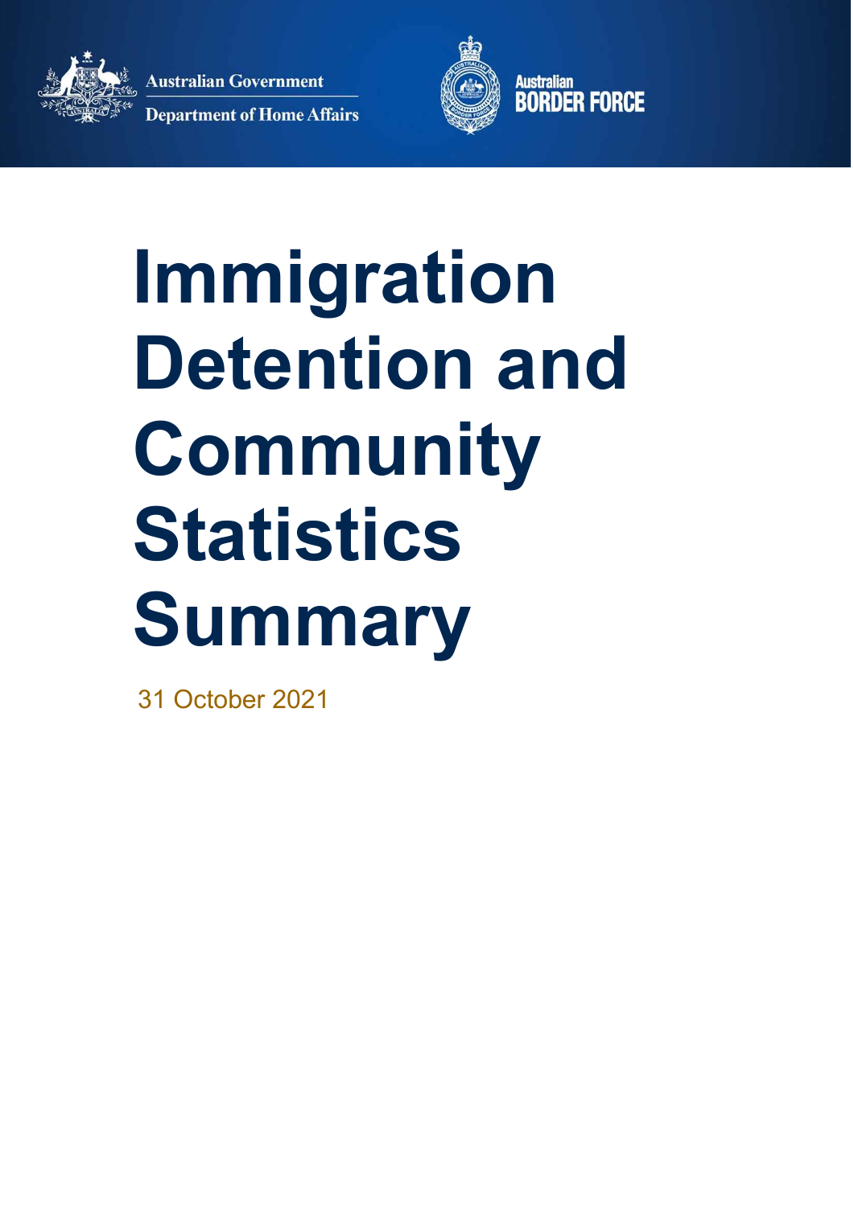Australian Government

Department of Home Affairs

Australian BORDER FORCE

# Immigration Detention and Community Statistics Summary

31 October 2021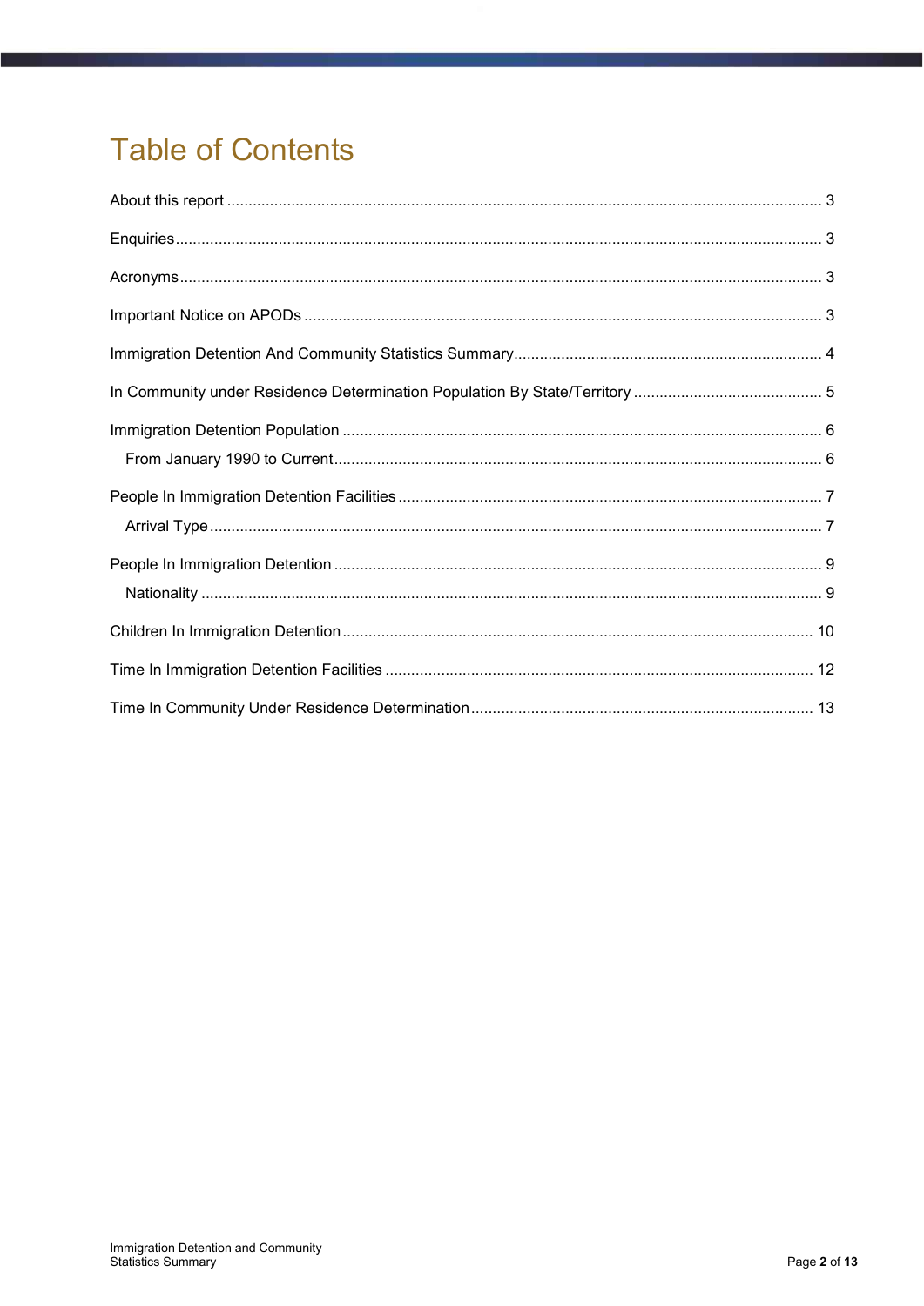# Table of Contents

About this report ........................................................................................................................................... 3

Enquiries ....................................................................................................................................................... 3

Acronyms ...................................................................................................................................................... 3

Important Notice on APODs .......................................................................................................................... 3

Immigration Detention And Community Statistics Summary ......................................................................... 4

In Community under Residence Determination Population By State/Territory ............................................ 5

Immigration Detention Population ................................................................................................................ 6

- From January 1990 to Current ................................................................................................................. 6

People In Immigration Detention Facilities ................................................................................................... 7

- Arrival Type ............................................................................................................................................. 7

People In Immigration Detention .................................................................................................................. 9

- Nationality ............................................................................................................................................... 9

Children In Immigration Detention .............................................................................................................. 10

Time In Immigration Detention Facilities .................................................................................................... 12

Time In Community Under Residence Determination ................................................................................ 13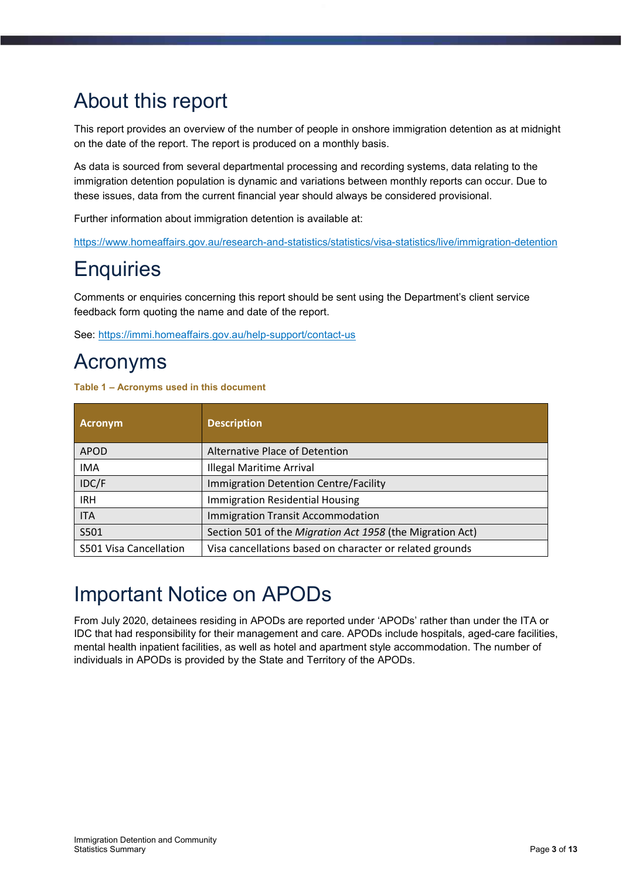# About this report

This report provides an overview of the number of people in onshore immigration detention as at midnight on the date of the report. The report is produced on a monthly basis.

As data is sourced from several departmental processing and recording systems, data relating to the immigration detention population is dynamic and variations between monthly reports can occur. Due to these issues, data from the current financial year should always be considered provisional.

Further information about immigration detention is available at:

https://www.homeaffairs.gov.au/research-and-statistics/statistics/visa-statistics/live/immigration-detention

# Enquiries

Comments or enquiries concerning this report should be sent using the Department's client service feedback form quoting the name and date of the report.

See: https://immi.homeaffairs.gov.au/help-support/contact-us

# Acronyms

**Table 1 – Acronyms used in this document**

| Acronym | Description |
|---|---|
| APOD | Alternative Place of Detention |
| IMA | Illegal Maritime Arrival |
| IDC/F | Immigration Detention Centre/Facility |
| IRH | Immigration Residential Housing |
| ITA | Immigration Transit Accommodation |
| S501 | Section 501 of the *Migration Act 1958* (the Migration Act) |
| S501 Visa Cancellation | Visa cancellations based on character or related grounds |

# Important Notice on APODs

From July 2020, detainees residing in APODs are reported under 'APODs' rather than under the ITA or IDC that had responsibility for their management and care. APODs include hospitals, aged-care facilities, mental health inpatient facilities, as well as hotel and apartment style accommodation. The number of individuals in APODs is provided by the State and Territory of the APODs.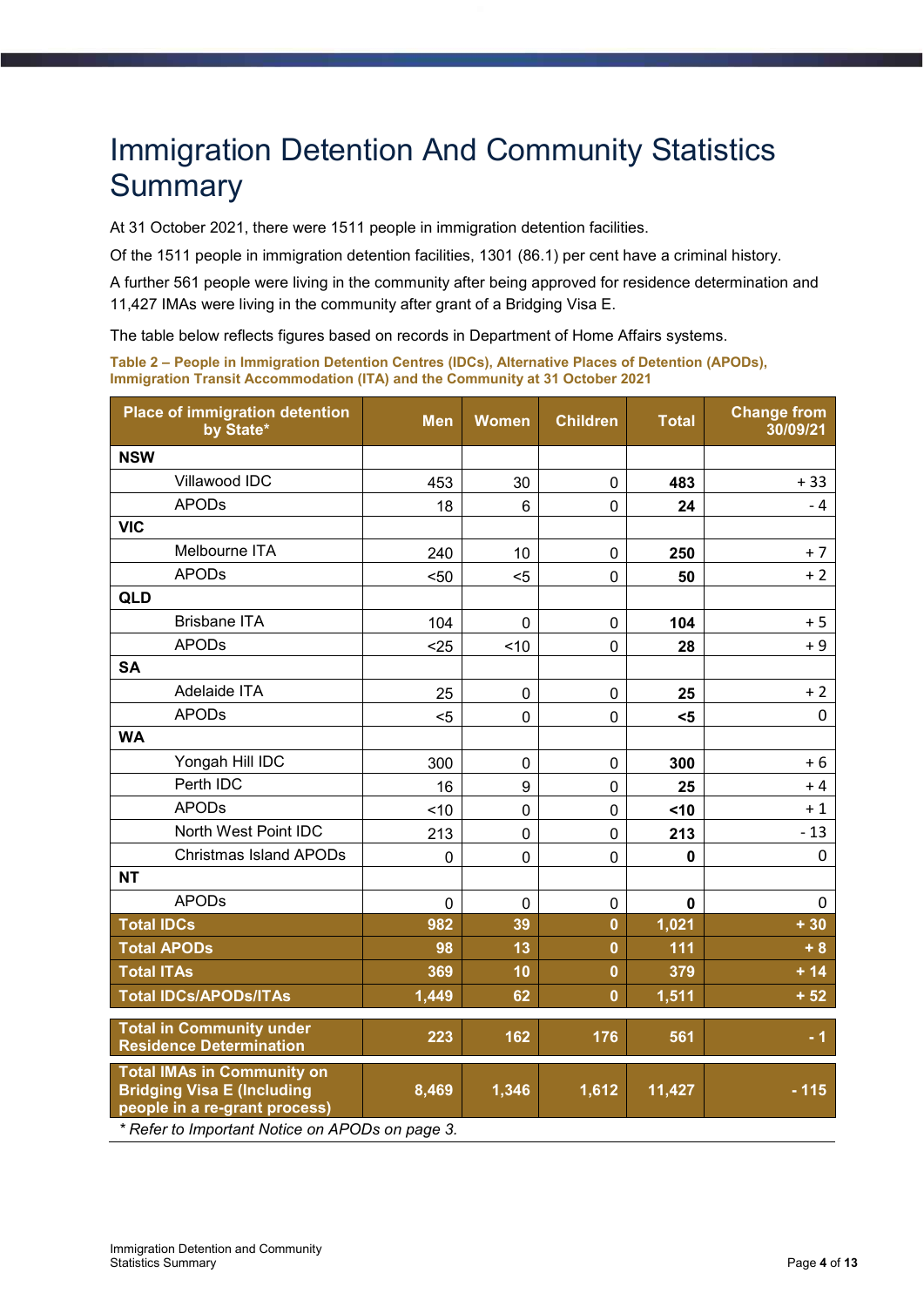# Immigration Detention And Community Statistics Summary

At 31 October 2021, there were 1511 people in immigration detention facilities.

Of the 1511 people in immigration detention facilities, 1301 (86.1) per cent have a criminal history.

A further 561 people were living in the community after being approved for residence determination and 11,427 IMAs were living in the community after grant of a Bridging Visa E.

The table below reflects figures based on records in Department of Home Affairs systems.

**Table 2 – People in Immigration Detention Centres (IDCs), Alternative Places of Detention (APODs), Immigration Transit Accommodation (ITA) and the Community at 31 October 2021**

| Place of immigration detention by State* | Men | Women | Children | Total | Change from 30/09/21 |
|---|---|---|---|---|---|
| **NSW** | | | | | |
| Villawood IDC | 453 | 30 | 0 | **483** | + 33 |
| APODs | 18 | 6 | 0 | **24** | - 4 |
| **VIC** | | | | | |
| Melbourne ITA | 240 | 10 | 0 | **250** | + 7 |
| APODs | <50 | <5 | 0 | **50** | + 2 |
| **QLD** | | | | | |
| Brisbane ITA | 104 | 0 | 0 | **104** | + 5 |
| APODs | <25 | <10 | 0 | **28** | + 9 |
| **SA** | | | | | |
| Adelaide ITA | 25 | 0 | 0 | **25** | + 2 |
| APODs | <5 | 0 | 0 | **<5** | 0 |
| **WA** | | | | | |
| Yongah Hill IDC | 300 | 0 | 0 | **300** | + 6 |
| Perth IDC | 16 | 9 | 0 | **25** | + 4 |
| APODs | <10 | 0 | 0 | **<10** | + 1 |
| North West Point IDC | 213 | 0 | 0 | **213** | - 13 |
| Christmas Island APODs | 0 | 0 | 0 | **0** | 0 |
| **NT** | | | | | |
| APODs | 0 | 0 | 0 | **0** | 0 |
| **Total IDCs** | **982** | **39** | **0** | **1,021** | **+ 30** |
| **Total APODs** | **98** | **13** | **0** | **111** | **+ 8** |
| **Total ITAs** | **369** | **10** | **0** | **379** | **+ 14** |
| **Total IDCs/APODs/ITAs** | **1,449** | **62** | **0** | **1,511** | **+ 52** |
| **Total in Community under Residence Determination** | **223** | **162** | **176** | **561** | **- 1** |
| **Total IMAs in Community on Bridging Visa E (Including people in a re-grant process)** | **8,469** | **1,346** | **1,612** | **11,427** | **- 115** |

*\* Refer to Important Notice on APODs on page 3.*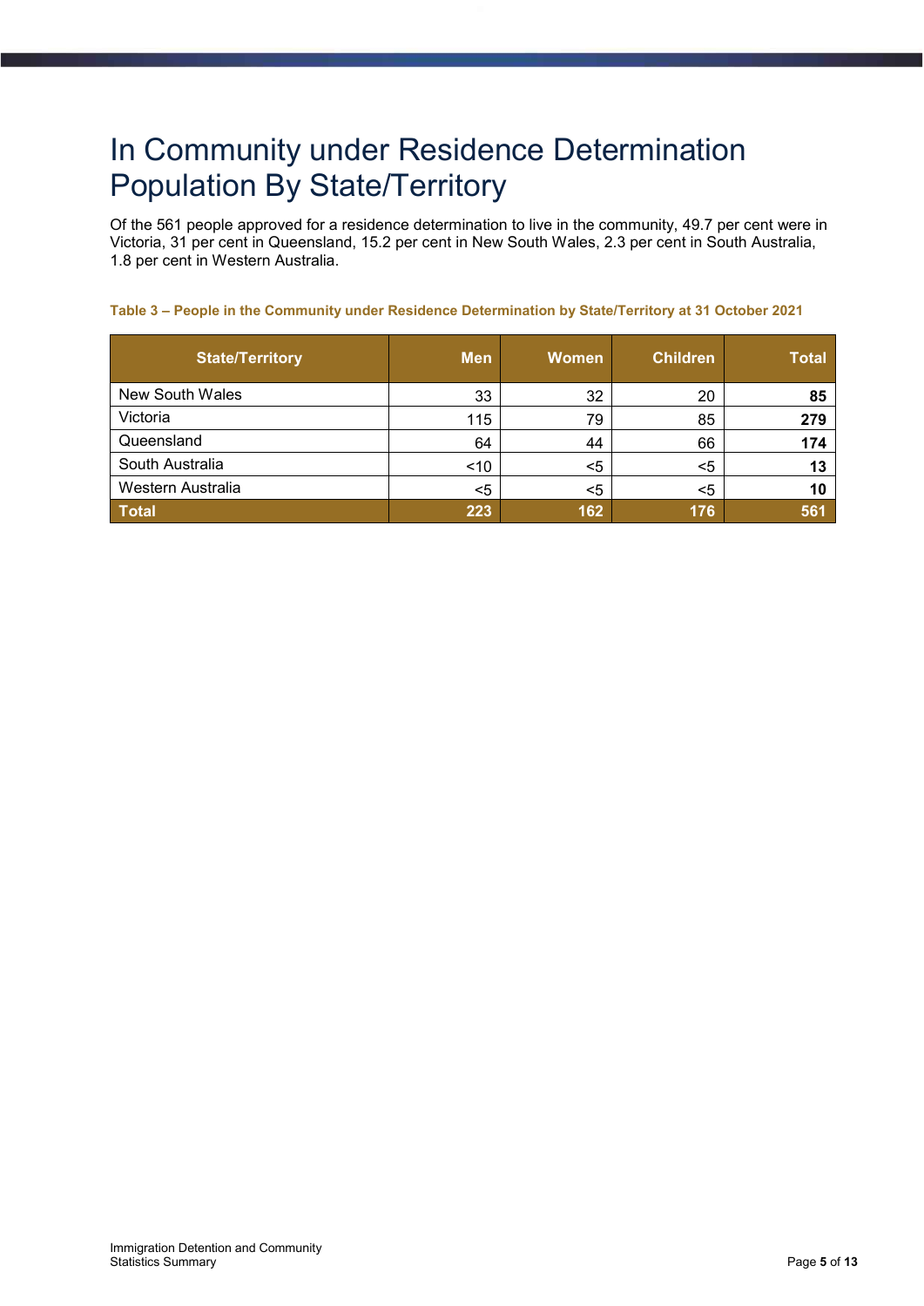# In Community under Residence Determination Population By State/Territory

Of the 561 people approved for a residence determination to live in the community, 49.7 per cent were in Victoria, 31 per cent in Queensland, 15.2 per cent in New South Wales, 2.3 per cent in South Australia, 1.8 per cent in Western Australia.

**Table 3 – People in the Community under Residence Determination by State/Territory at 31 October 2021**

| State/Territory | Men | Women | Children | Total |
|---|---|---|---|---|
| New South Wales | 33 | 32 | 20 | **85** |
| Victoria | 115 | 79 | 85 | **279** |
| Queensland | 64 | 44 | 66 | **174** |
| South Australia | <10 | <5 | <5 | **13** |
| Western Australia | <5 | <5 | <5 | **10** |
| **Total** | **223** | **162** | **176** | **561** |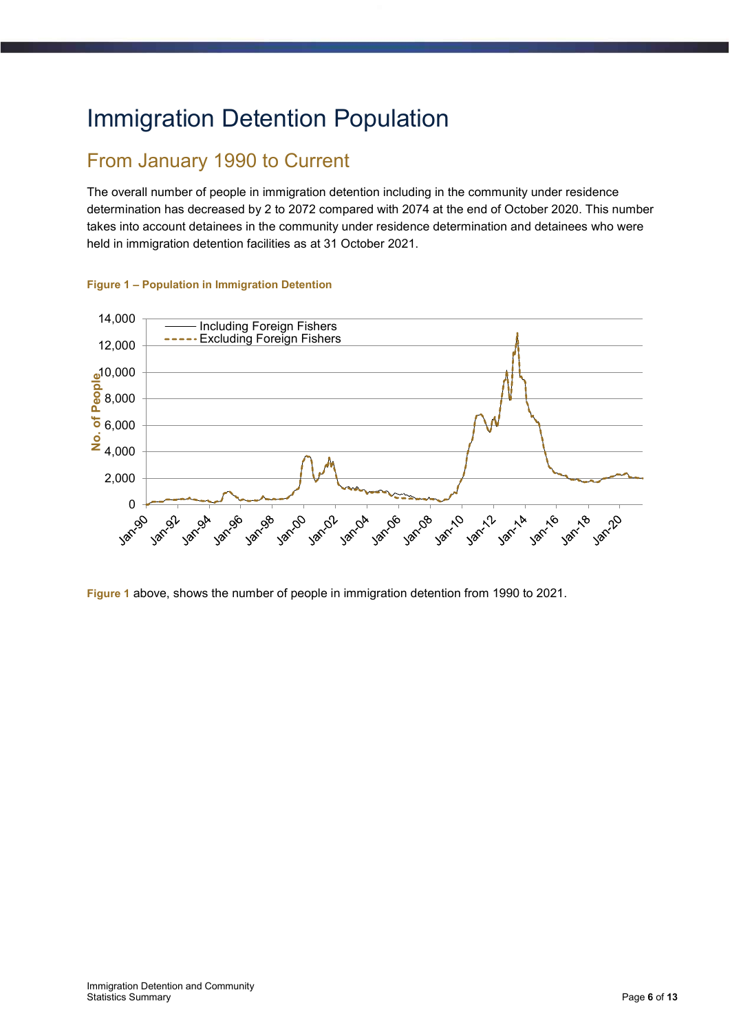# Immigration Detention Population

## From January 1990 to Current

The overall number of people in immigration detention including in the community under residence determination has decreased by 2 to 2072 compared with 2074 at the end of October 2020. This number takes into account detainees in the community under residence determination and detainees who were held in immigration detention facilities as at 31 October 2021.

**Figure 1 – Population in Immigration Detention**

**Figure 1** above, shows the number of people in immigration detention from 1990 to 2021.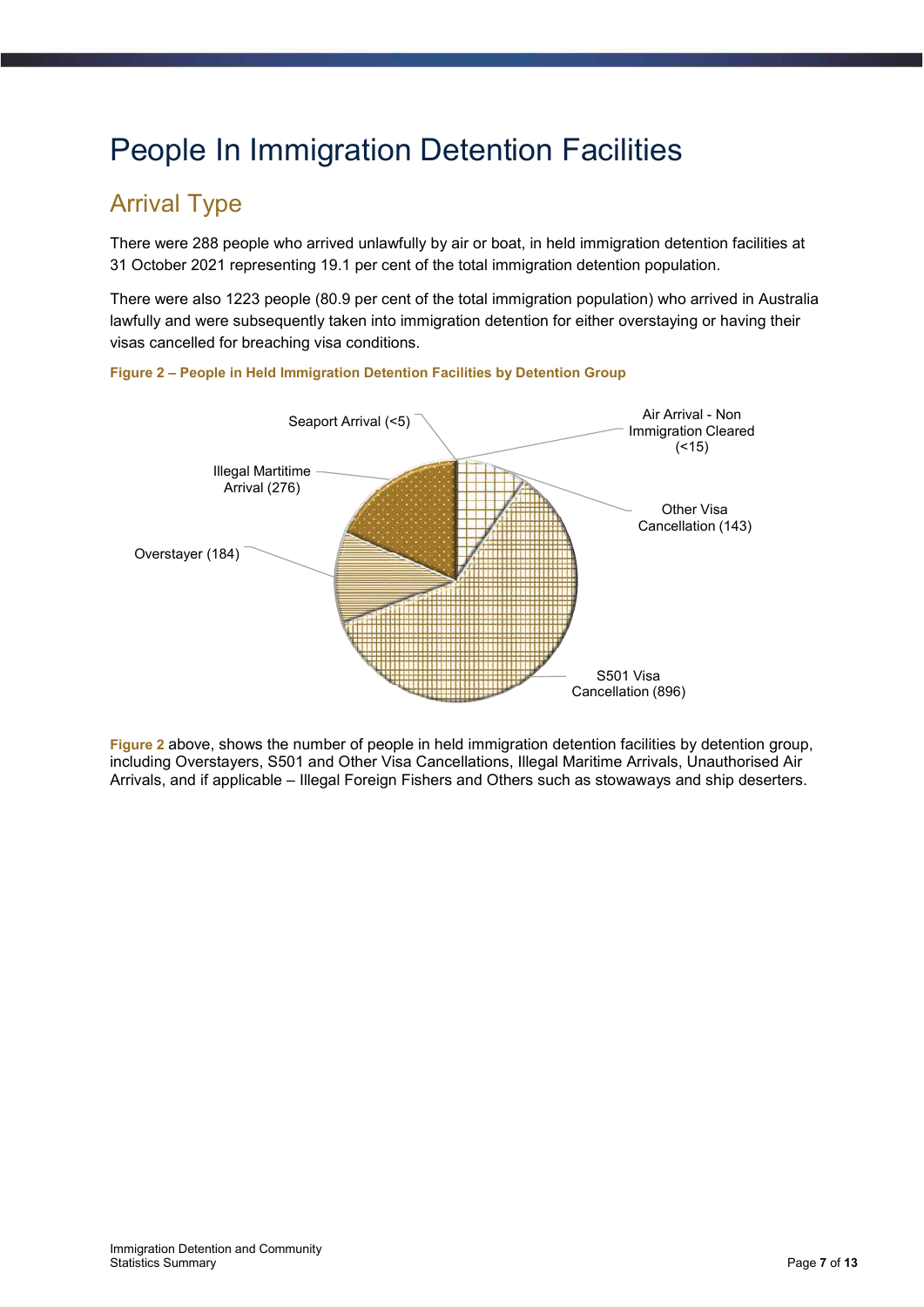# People In Immigration Detention Facilities

## Arrival Type

There were 288 people who arrived unlawfully by air or boat, in held immigration detention facilities at 31 October 2021 representing 19.1 per cent of the total immigration detention population.

There were also 1223 people (80.9 per cent of the total immigration population) who arrived in Australia lawfully and were subsequently taken into immigration detention for either overstaying or having their visas cancelled for breaching visa conditions.

**Figure 2 – People in Held Immigration Detention Facilities by Detention Group**

Seaport Arrival (<5)

Air Arrival - Non Immigration Cleared (<15)

Illegal Martitime Arrival (276)

Other Visa Cancellation (143)

Overstayer (184)

S501 Visa Cancellation (896)

**Figure 2** above, shows the number of people in held immigration detention facilities by detention group, including Overstayers, S501 and Other Visa Cancellations, Illegal Maritime Arrivals, Unauthorised Air Arrivals, and if applicable – Illegal Foreign Fishers and Others such as stowaways and ship deserters.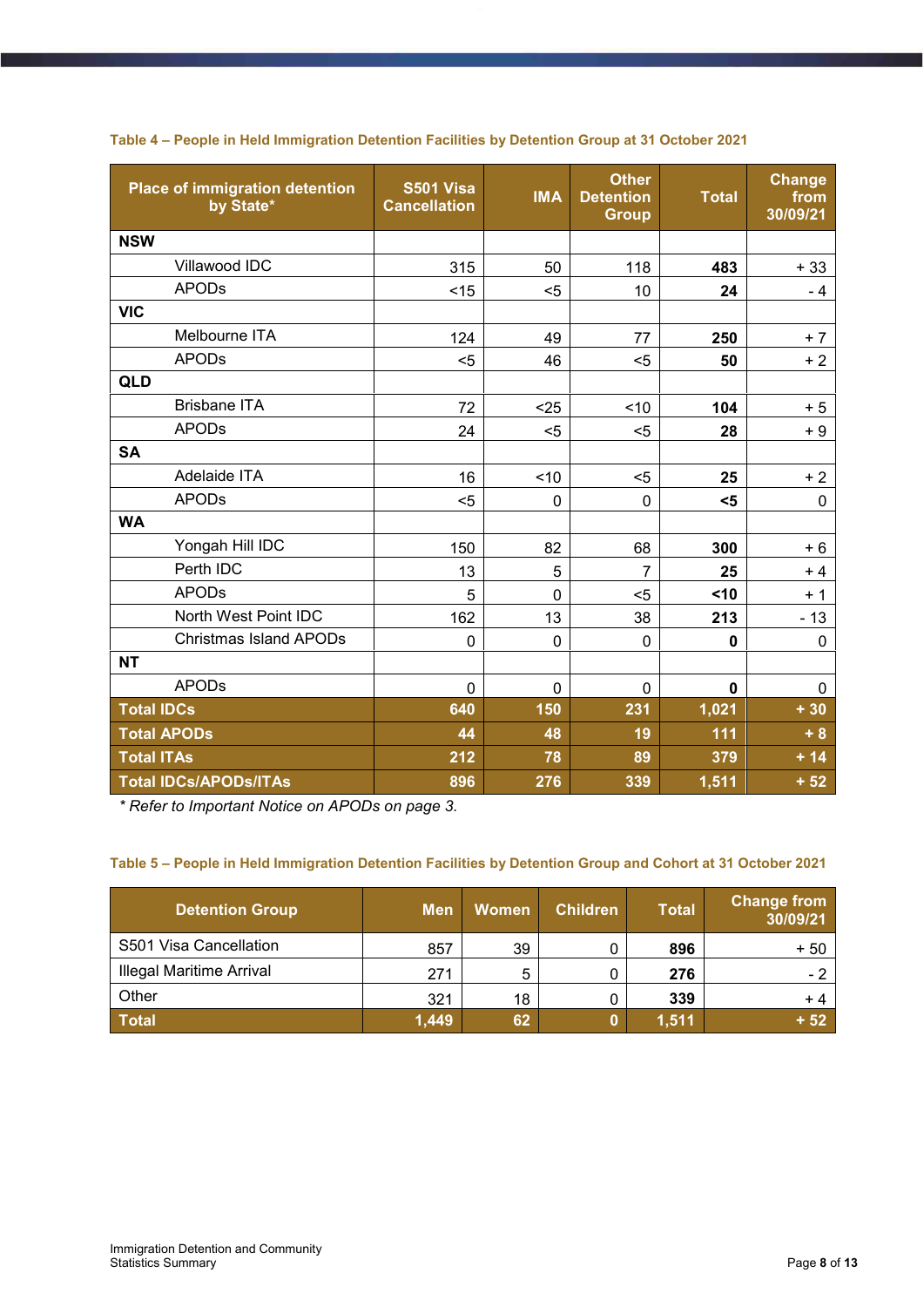**Table 4 – People in Held Immigration Detention Facilities by Detention Group at 31 October 2021**

| Place of immigration detention by State* | S501 Visa Cancellation | IMA | Other Detention Group | Total | Change from 30/09/21 |
|---|---|---|---|---|---|
| **NSW** | | | | | |
| Villawood IDC | 315 | 50 | 118 | **483** | + 33 |
| APODs | <15 | <5 | 10 | **24** | - 4 |
| **VIC** | | | | | |
| Melbourne ITA | 124 | 49 | 77 | **250** | + 7 |
| APODs | <5 | 46 | <5 | **50** | + 2 |
| **QLD** | | | | | |
| Brisbane ITA | 72 | <25 | <10 | **104** | + 5 |
| APODs | 24 | <5 | <5 | **28** | + 9 |
| **SA** | | | | | |
| Adelaide ITA | 16 | <10 | <5 | **25** | + 2 |
| APODs | <5 | 0 | 0 | **<5** | 0 |
| **WA** | | | | | |
| Yongah Hill IDC | 150 | 82 | 68 | **300** | + 6 |
| Perth IDC | 13 | 5 | 7 | **25** | + 4 |
| APODs | 5 | 0 | <5 | **<10** | + 1 |
| North West Point IDC | 162 | 13 | 38 | **213** | - 13 |
| Christmas Island APODs | 0 | 0 | 0 | **0** | 0 |
| **NT** | | | | | |
| APODs | 0 | 0 | 0 | **0** | 0 |
| **Total IDCs** | **640** | **150** | **231** | **1,021** | **+ 30** |
| **Total APODs** | **44** | **48** | **19** | **111** | **+ 8** |
| **Total ITAs** | **212** | **78** | **89** | **379** | **+ 14** |
| **Total IDCs/APODs/ITAs** | **896** | **276** | **339** | **1,511** | **+ 52** |

*\* Refer to Important Notice on APODs on page 3.*

**Table 5 – People in Held Immigration Detention Facilities by Detention Group and Cohort at 31 October 2021**

| Detention Group | Men | Women | Children | Total | Change from 30/09/21 |
|---|---|---|---|---|---|
| S501 Visa Cancellation | 857 | 39 | 0 | **896** | + 50 |
| Illegal Maritime Arrival | 271 | 5 | 0 | **276** | - 2 |
| Other | 321 | 18 | 0 | **339** | + 4 |
| **Total** | **1,449** | **62** | **0** | **1,511** | **+ 52** |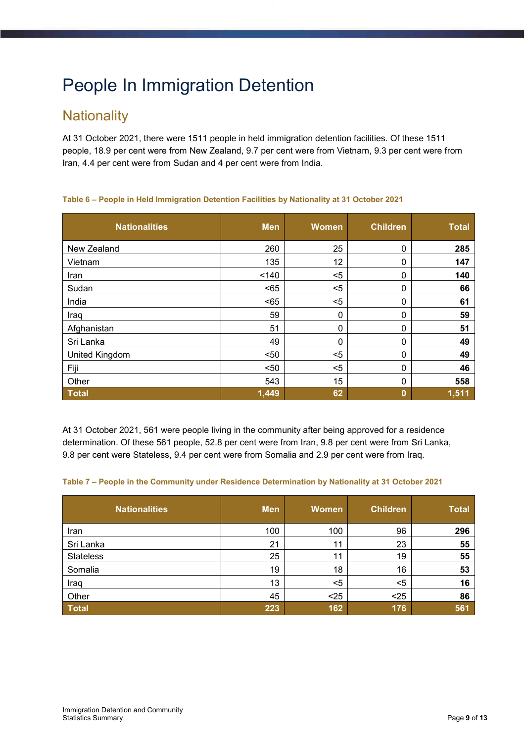# People In Immigration Detention

## Nationality

At 31 October 2021, there were 1511 people in held immigration detention facilities. Of these 1511 people, 18.9 per cent were from New Zealand, 9.7 per cent were from Vietnam, 9.3 per cent were from Iran, 4.4 per cent were from Sudan and 4 per cent were from India.

**Table 6 – People in Held Immigration Detention Facilities by Nationality at 31 October 2021**

| Nationalities | Men | Women | Children | Total |
|---|---|---|---|---|
| New Zealand | 260 | 25 | 0 | **285** |
| Vietnam | 135 | 12 | 0 | **147** |
| Iran | <140 | <5 | 0 | **140** |
| Sudan | <65 | <5 | 0 | **66** |
| India | <65 | <5 | 0 | **61** |
| Iraq | 59 | 0 | 0 | **59** |
| Afghanistan | 51 | 0 | 0 | **51** |
| Sri Lanka | 49 | 0 | 0 | **49** |
| United Kingdom | <50 | <5 | 0 | **49** |
| Fiji | <50 | <5 | 0 | **46** |
| Other | 543 | 15 | 0 | **558** |
| **Total** | **1,449** | **62** | **0** | **1,511** |

At 31 October 2021, 561 were people living in the community after being approved for a residence determination. Of these 561 people, 52.8 per cent were from Iran, 9.8 per cent were from Sri Lanka, 9.8 per cent were Stateless, 9.4 per cent were from Somalia and 2.9 per cent were from Iraq.

**Table 7 – People in the Community under Residence Determination by Nationality at 31 October 2021**

| Nationalities | Men | Women | Children | Total |
|---|---|---|---|---|
| Iran | 100 | 100 | 96 | **296** |
| Sri Lanka | 21 | 11 | 23 | **55** |
| Stateless | 25 | 11 | 19 | **55** |
| Somalia | 19 | 18 | 16 | **53** |
| Iraq | 13 | <5 | <5 | **16** |
| Other | 45 | <25 | <25 | **86** |
| **Total** | **223** | **162** | **176** | **561** |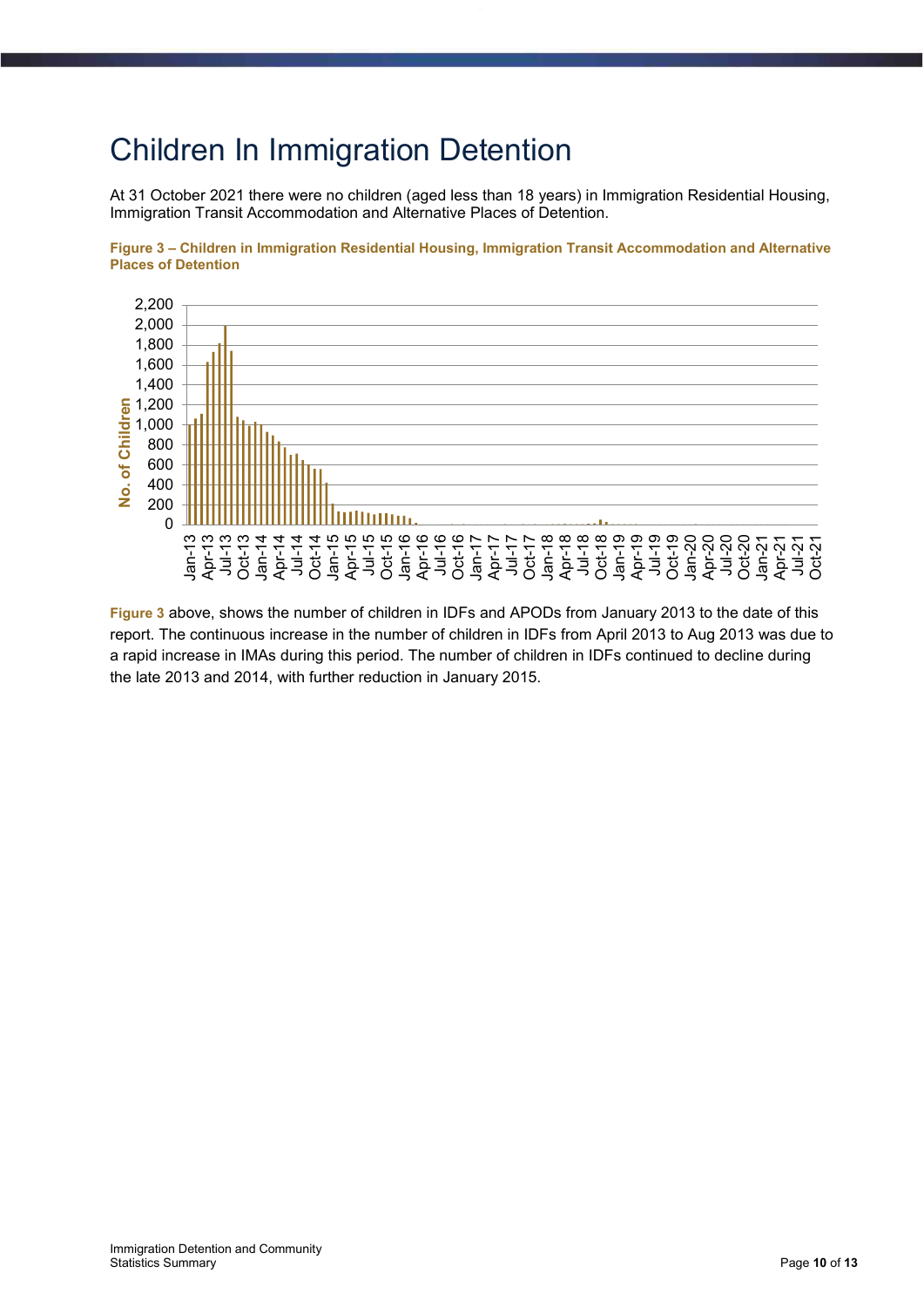# Children In Immigration Detention

At 31 October 2021 there were no children (aged less than 18 years) in Immigration Residential Housing, Immigration Transit Accommodation and Alternative Places of Detention.

**Figure 3 – Children in Immigration Residential Housing, Immigration Transit Accommodation and Alternative Places of Detention**

**Figure 3** above, shows the number of children in IDFs and APODs from January 2013 to the date of this report. The continuous increase in the number of children in IDFs from April 2013 to Aug 2013 was due to a rapid increase in IMAs during this period. The number of children in IDFs continued to decline during the late 2013 and 2014, with further reduction in January 2015.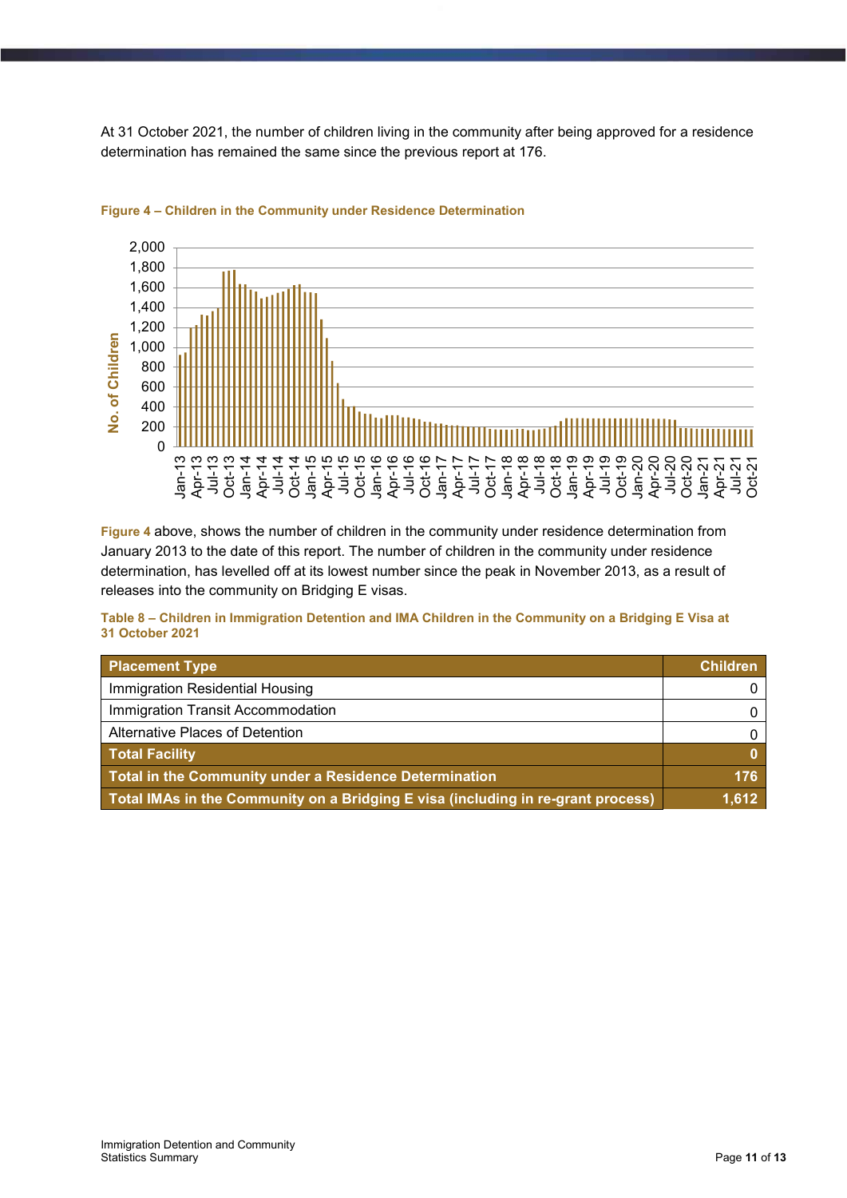At 31 October 2021, the number of children living in the community after being approved for a residence determination has remained the same since the previous report at 176.

**Figure 4 – Children in the Community under Residence Determination**

**Figure 4** above, shows the number of children in the community under residence determination from January 2013 to the date of this report. The number of children in the community under residence determination, has levelled off at its lowest number since the peak in November 2013, as a result of releases into the community on Bridging E visas.

**Table 8 – Children in Immigration Detention and IMA Children in the Community on a Bridging E Visa at 31 October 2021**

| Placement Type | Children |
|---|---|
| Immigration Residential Housing | 0 |
| Immigration Transit Accommodation | 0 |
| Alternative Places of Detention | 0 |
| **Total Facility** | **0** |
| **Total in the Community under a Residence Determination** | **176** |
| **Total IMAs in the Community on a Bridging E visa (including in re-grant process)** | **1,612** |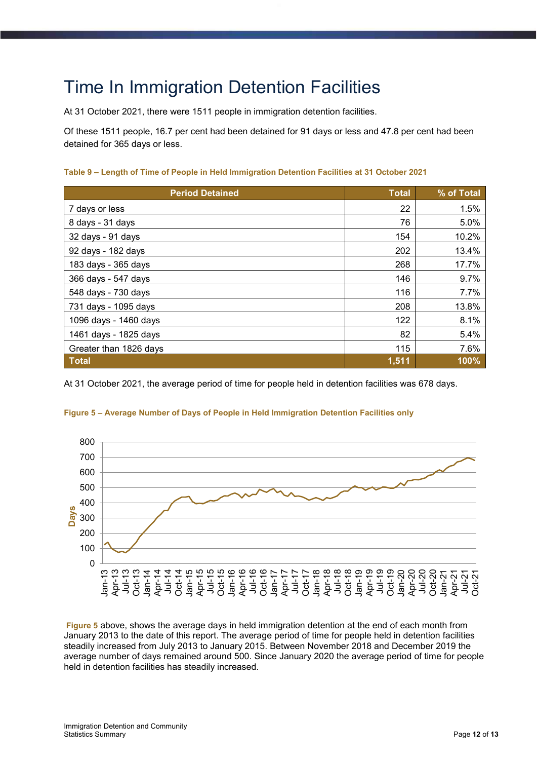# Time In Immigration Detention Facilities

At 31 October 2021, there were 1511 people in immigration detention facilities.

Of these 1511 people, 16.7 per cent had been detained for 91 days or less and 47.8 per cent had been detained for 365 days or less.

**Table 9 – Length of Time of People in Held Immigration Detention Facilities at 31 October 2021**

| Period Detained | Total | % of Total |
|---|---:|---:|
| 7 days or less | 22 | 1.5% |
| 8 days - 31 days | 76 | 5.0% |
| 32 days - 91 days | 154 | 10.2% |
| 92 days - 182 days | 202 | 13.4% |
| 183 days - 365 days | 268 | 17.7% |
| 366 days - 547 days | 146 | 9.7% |
| 548 days - 730 days | 116 | 7.7% |
| 731 days - 1095 days | 208 | 13.8% |
| 1096 days - 1460 days | 122 | 8.1% |
| 1461 days - 1825 days | 82 | 5.4% |
| Greater than 1826 days | 115 | 7.6% |
| **Total** | **1,511** | **100%** |

At 31 October 2021, the average period of time for people held in detention facilities was 678 days.

**Figure 5 – Average Number of Days of People in Held Immigration Detention Facilities only**

**Figure 5** above, shows the average days in held immigration detention at the end of each month from January 2013 to the date of this report. The average period of time for people held in detention facilities steadily increased from July 2013 to January 2015. Between November 2018 and December 2019 the average number of days remained around 500. Since January 2020 the average period of time for people held in detention facilities has steadily increased.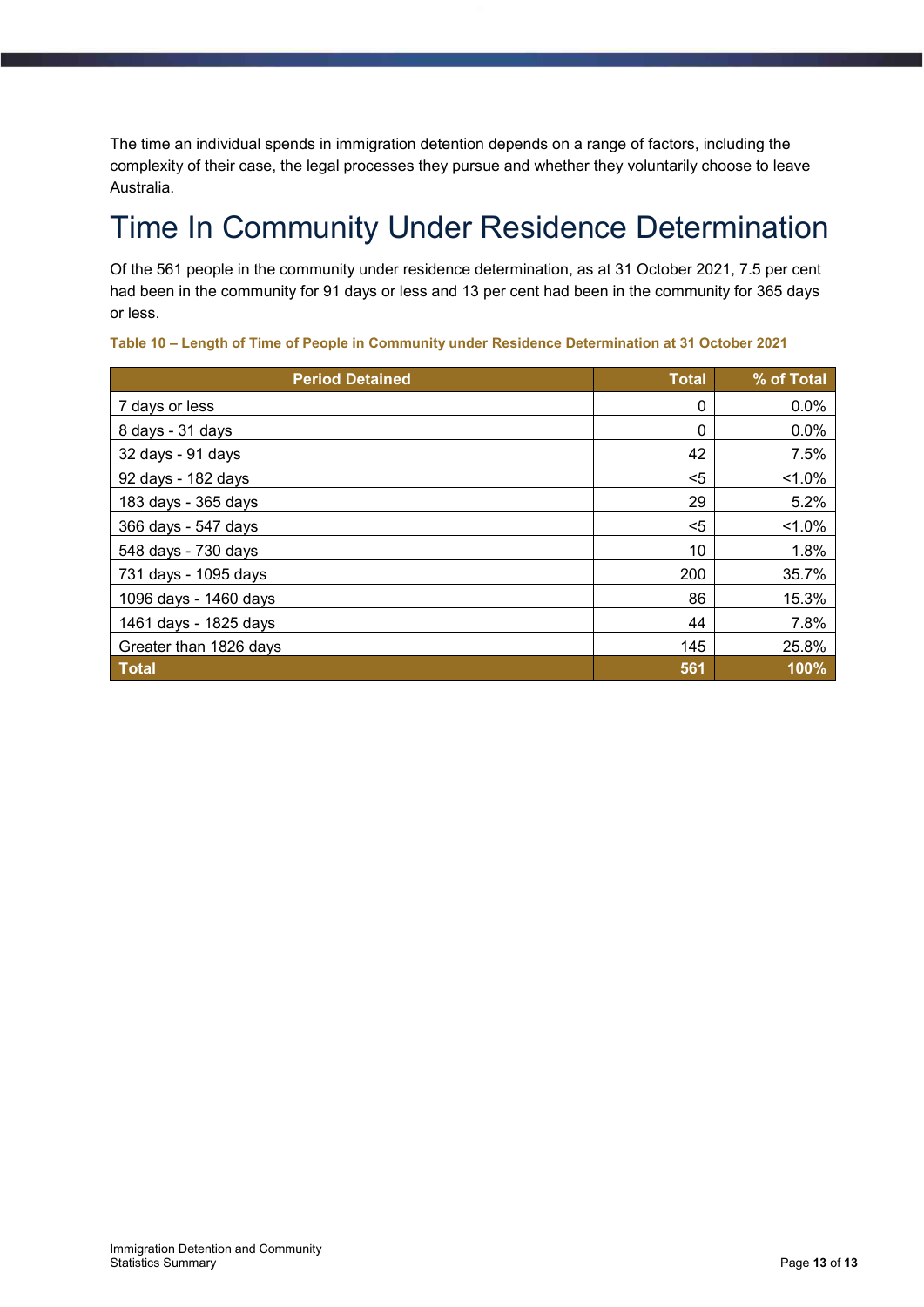The time an individual spends in immigration detention depends on a range of factors, including the complexity of their case, the legal processes they pursue and whether they voluntarily choose to leave Australia.

# Time In Community Under Residence Determination

Of the 561 people in the community under residence determination, as at 31 October 2021, 7.5 per cent had been in the community for 91 days or less and 13 per cent had been in the community for 365 days or less.

**Table 10 – Length of Time of People in Community under Residence Determination at 31 October 2021**

| Period Detained | Total | % of Total |
|---|---|---|
| 7 days or less | 0 | 0.0% |
| 8 days - 31 days | 0 | 0.0% |
| 32 days - 91 days | 42 | 7.5% |
| 92 days - 182 days | <5 | <1.0% |
| 183 days - 365 days | 29 | 5.2% |
| 366 days - 547 days | <5 | <1.0% |
| 548 days - 730 days | 10 | 1.8% |
| 731 days - 1095 days | 200 | 35.7% |
| 1096 days - 1460 days | 86 | 15.3% |
| 1461 days - 1825 days | 44 | 7.8% |
| Greater than 1826 days | 145 | 25.8% |
| **Total** | **561** | **100%** |